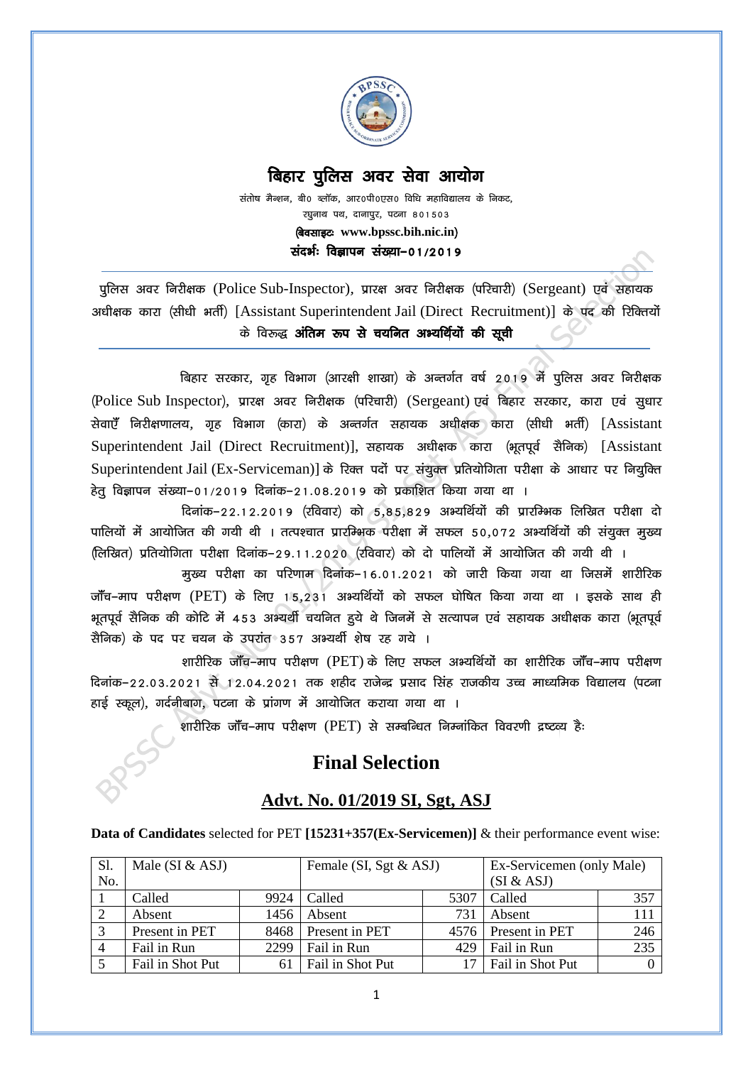# बिहार पुलिस अवर सेवा आयोग

संतोष मैन्शन, बी० ब्लॉक, आर०पी०एस० विधि महाविद्यालय के निकट,
रघुनाथ पथ, दानापुर, पटना 801503
(वेबसाइटः www.bpssc.bih.nic.in)
**संदर्भः विज्ञापन संख्या-01/2019**

पुलिस अवर निरीक्षक (Police Sub-Inspector), प्रारक्ष अवर निरीक्षक (परिचारी) (Sergeant) एवं सहायक अधीक्षक कारा (सीधी भर्ती) [Assistant Superintendent Jail (Direct Recruitment)] के पद की रिक्तियों के विरूद्ध **अंतिम रूप से चयनित अभ्यर्थियों की सूची**

बिहार सरकार, गृह विभाग (आरक्षी शाखा) के अन्तर्गत वर्ष 2019 में पुलिस अवर निरीक्षक (Police Sub Inspector), प्रारक्ष अवर निरीक्षक (परिचारी) (Sergeant) एवं बिहार सरकार, कारा एवं सुधार सेवाएँ निरीक्षणालय, गृह विभाग (कारा) के अन्तर्गत सहायक अधीक्षक कारा (सीधी भर्ती) [Assistant Superintendent Jail (Direct Recruitment)], सहायक अधीक्षक कारा (भूतपूर्व सैनिक) [Assistant Superintendent Jail (Ex-Serviceman)] के रिक्त पदों पर संयुक्त प्रतियोगिता परीक्षा के आधार पर नियुक्ति हेतु विज्ञापन संख्या-01/2019 दिनांक-21.08.2019 को प्रकाशित किया गया था ।

दिनांक-22.12.2019 (रविवार) को 5,85,829 अभ्यर्थियों की प्रारम्भिक लिखित परीक्षा दो पालियों में आयोजित की गयी थी । तत्पश्चात प्रारम्भिक परीक्षा में सफल 50,072 अभ्यर्थियों की संयुक्त मुख्य (लिखित) प्रतियोगिता परीक्षा दिनांक-29.11.2020 (रविवार) को दो पालियों में आयोजित की गयी थी ।

मुख्य परीक्षा का परिणाम दिनांक-16.01.2021 को जारी किया गया था जिसमें शारीरिक जाँच-माप परीक्षण (PET) के लिए 15,231 अभ्यर्थियों को सफल घोषित किया गया था । इसके साथ ही भूतपूर्व सैनिक की कोटि में 453 अभ्यर्थी चयनित हुये थे जिनमें से सत्यापन एवं सहायक अधीक्षक कारा (भूतपूर्व सैनिक) के पद पर चयन के उपरांत 357 अभ्यर्थी शेष रह गये ।

शारीरिक जाँच-माप परीक्षण (PET) के लिए सफल अभ्यर्थियों का शारीरिक जाँच-माप परीक्षण दिनांक-22.03.2021 से 12.04.2021 तक शहीद राजेन्द्र प्रसाद सिंह राजकीय उच्च माध्यमिक विद्यालय (पटना हाई स्कूल), गर्दनीबाग, पटना के प्रांगण में आयोजित कराया गया था ।

शारीरिक जाँच-माप परीक्षण (PET) से सम्बन्धित निम्नांकित विवरणी द्रष्टव्य हैः

## Final Selection

### Advt. No. 01/2019 SI, Sgt, ASJ

**Data of Candidates** selected for PET **[15231+357(Ex-Servicemen)]** & their performance event wise:

| Sl. No. | Male (SI & ASJ) | | Female (SI, Sgt & ASJ) | | Ex-Servicemen (only Male) (SI & ASJ) | |
|---|---|---|---|---|---|---|
| 1 | Called | 9924 | Called | 5307 | Called | 357 |
| 2 | Absent | 1456 | Absent | 731 | Absent | 111 |
| 3 | Present in PET | 8468 | Present in PET | 4576 | Present in PET | 246 |
| 4 | Fail in Run | 2299 | Fail in Run | 429 | Fail in Run | 235 |
| 5 | Fail in Shot Put | 61 | Fail in Shot Put | 17 | Fail in Shot Put | 0 |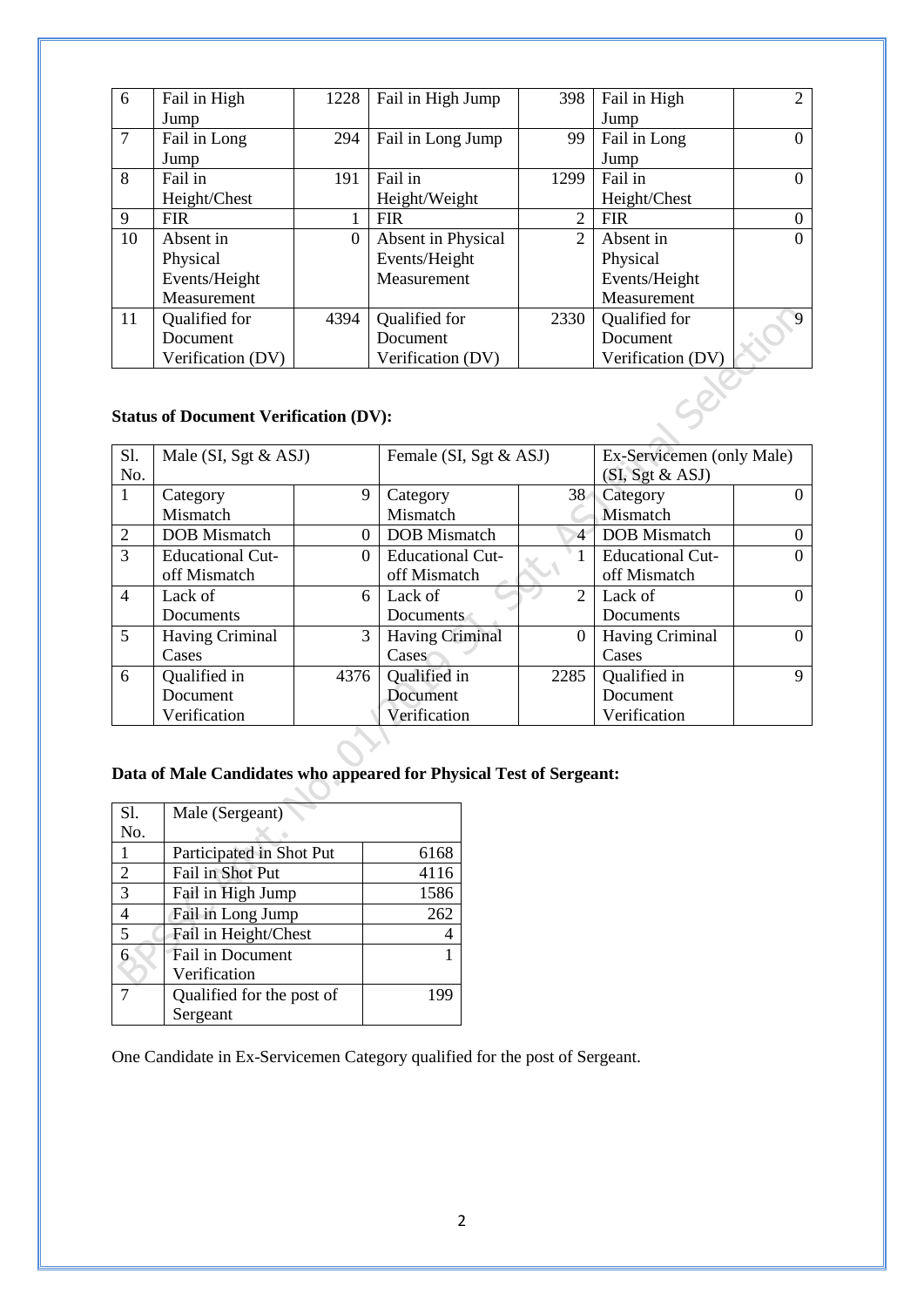| 6 | Fail in High Jump | 1228 | Fail in High Jump | 398 | Fail in High Jump | 2 |
|---|---|---|---|---|---|---|
| 7 | Fail in Long Jump | 294 | Fail in Long Jump | 99 | Fail in Long Jump | 0 |
| 8 | Fail in Height/Chest | 191 | Fail in Height/Weight | 1299 | Fail in Height/Chest | 0 |
| 9 | FIR | 1 | FIR | 2 | FIR | 0 |
| 10 | Absent in Physical Events/Height Measurement | 0 | Absent in Physical Events/Height Measurement | 2 | Absent in Physical Events/Height Measurement | 0 |
| 11 | Qualified for Document Verification (DV) | 4394 | Qualified for Document Verification (DV) | 2330 | Qualified for Document Verification (DV) | 9 |

**Status of Document Verification (DV):**

| Sl. No. | Male (SI, Sgt & ASJ) | | Female (SI, Sgt & ASJ) | | Ex-Servicemen (only Male) (SI, Sgt & ASJ) | |
|---|---|---|---|---|---|---|
| 1 | Category Mismatch | 9 | Category Mismatch | 38 | Category Mismatch | 0 |
| 2 | DOB Mismatch | 0 | DOB Mismatch | 4 | DOB Mismatch | 0 |
| 3 | Educational Cut-off Mismatch | 0 | Educational Cut-off Mismatch | 1 | Educational Cut-off Mismatch | 0 |
| 4 | Lack of Documents | 6 | Lack of Documents | 2 | Lack of Documents | 0 |
| 5 | Having Criminal Cases | 3 | Having Criminal Cases | 0 | Having Criminal Cases | 0 |
| 6 | Qualified in Document Verification | 4376 | Qualified in Document Verification | 2285 | Qualified in Document Verification | 9 |

**Data of Male Candidates who appeared for Physical Test of Sergeant:**

| Sl. No. | Male (Sergeant) | |
|---|---|---|
| 1 | Participated in Shot Put | 6168 |
| 2 | Fail in Shot Put | 4116 |
| 3 | Fail in High Jump | 1586 |
| 4 | Fail in Long Jump | 262 |
| 5 | Fail in Height/Chest | 4 |
| 6 | Fail in Document Verification | 1 |
| 7 | Qualified for the post of Sergeant | 199 |

One Candidate in Ex-Servicemen Category qualified for the post of Sergeant.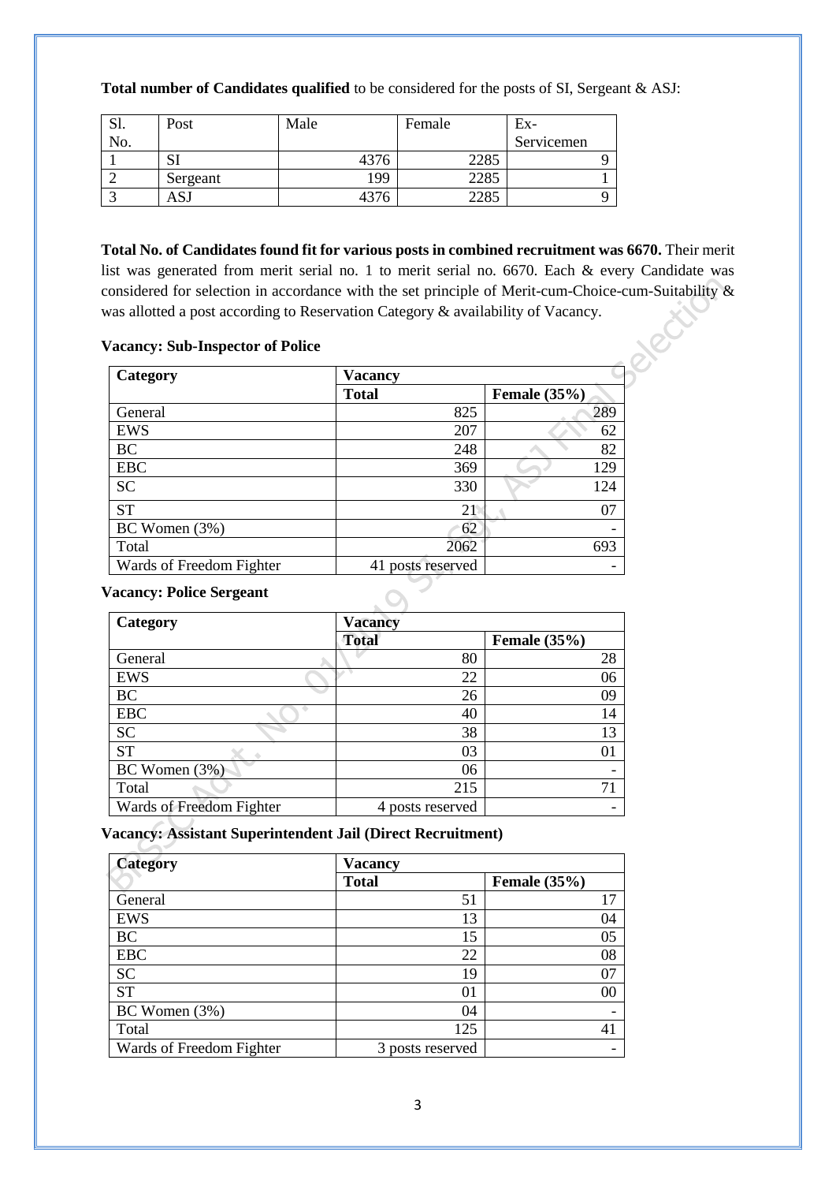**Total number of Candidates qualified** to be considered for the posts of SI, Sergeant & ASJ:

| Sl. No. | Post | Male | Female | Ex-Servicemen |
|---|---|---|---|---|
| 1 | SI | 4376 | 2285 | 9 |
| 2 | Sergeant | 199 | 2285 | 1 |
| 3 | ASJ | 4376 | 2285 | 9 |

**Total No. of Candidates found fit for various posts in combined recruitment was 6670.** Their merit list was generated from merit serial no. 1 to merit serial no. 6670. Each & every Candidate was considered for selection in accordance with the set principle of Merit-cum-Choice-cum-Suitability & was allotted a post according to Reservation Category & availability of Vacancy.

**Vacancy: Sub-Inspector of Police**

| Category | Vacancy | |
|---|---|---|
| | **Total** | **Female (35%)** |
| General | 825 | 289 |
| EWS | 207 | 62 |
| BC | 248 | 82 |
| EBC | 369 | 129 |
| SC | 330 | 124 |
| ST | 21 | 07 |
| BC Women (3%) | 62 | - |
| Total | 2062 | 693 |
| Wards of Freedom Fighter | 41 posts reserved | - |

**Vacancy: Police Sergeant**

| Category | Vacancy | |
|---|---|---|
| | **Total** | **Female (35%)** |
| General | 80 | 28 |
| EWS | 22 | 06 |
| BC | 26 | 09 |
| EBC | 40 | 14 |
| SC | 38 | 13 |
| ST | 03 | 01 |
| BC Women (3%) | 06 | - |
| Total | 215 | 71 |
| Wards of Freedom Fighter | 4 posts reserved | - |

**Vacancy: Assistant Superintendent Jail (Direct Recruitment)**

| Category | Vacancy | |
|---|---|---|
| | **Total** | **Female (35%)** |
| General | 51 | 17 |
| EWS | 13 | 04 |
| BC | 15 | 05 |
| EBC | 22 | 08 |
| SC | 19 | 07 |
| ST | 01 | 00 |
| BC Women (3%) | 04 | - |
| Total | 125 | 41 |
| Wards of Freedom Fighter | 3 posts reserved | - |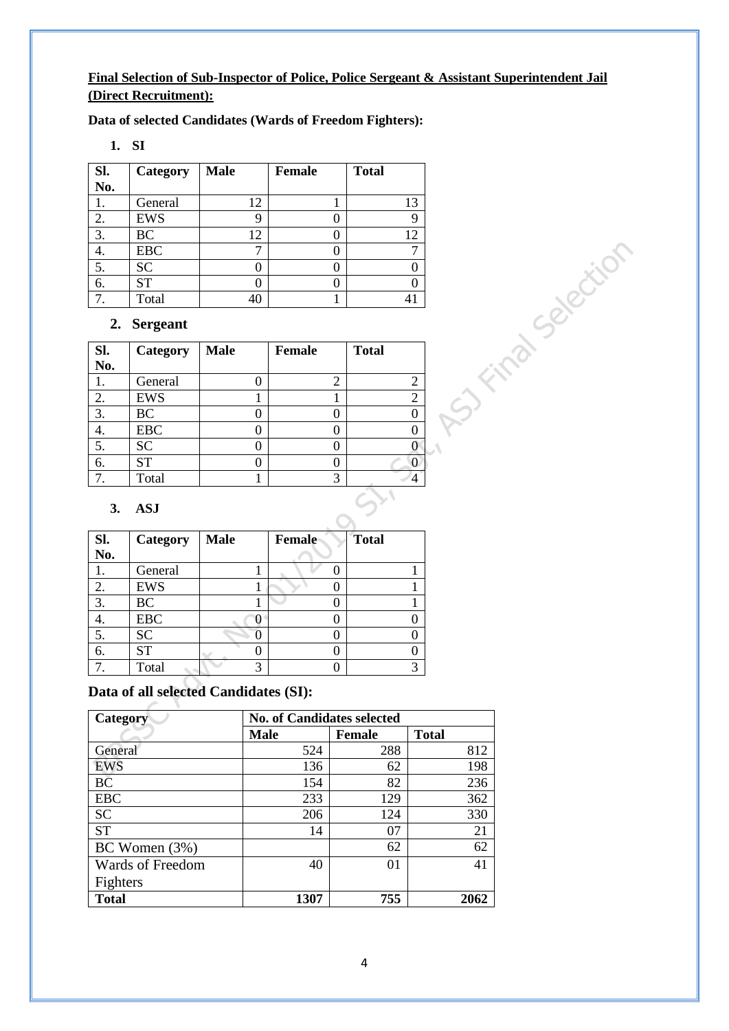**Final Selection of Sub-Inspector of Police, Police Sergeant & Assistant Superintendent Jail (Direct Recruitment):**

**Data of selected Candidates (Wards of Freedom Fighters):**

**1. SI**

| Sl. No. | Category | Male | Female | Total |
|---|---|---|---|---|
| 1. | General | 12 | 1 | 13 |
| 2. | EWS | 9 | 0 | 9 |
| 3. | BC | 12 | 0 | 12 |
| 4. | EBC | 7 | 0 | 7 |
| 5. | SC | 0 | 0 | 0 |
| 6. | ST | 0 | 0 | 0 |
| 7. | Total | 40 | 1 | 41 |

**2. Sergeant**

| Sl. No. | Category | Male | Female | Total |
|---|---|---|---|---|
| 1. | General | 0 | 2 | 2 |
| 2. | EWS | 1 | 1 | 2 |
| 3. | BC | 0 | 0 | 0 |
| 4. | EBC | 0 | 0 | 0 |
| 5. | SC | 0 | 0 | 0 |
| 6. | ST | 0 | 0 | 0 |
| 7. | Total | 1 | 3 | 4 |

**3. ASJ**

| Sl. No. | Category | Male | Female | Total |
|---|---|---|---|---|
| 1. | General | 1 | 0 | 1 |
| 2. | EWS | 1 | 0 | 1 |
| 3. | BC | 1 | 0 | 1 |
| 4. | EBC | 0 | 0 | 0 |
| 5. | SC | 0 | 0 | 0 |
| 6. | ST | 0 | 0 | 0 |
| 7. | Total | 3 | 0 | 3 |

**Data of all selected Candidates (SI):**

| Category | No. of Candidates selected | | |
|---|---|---|---|
| | **Male** | **Female** | **Total** |
| General | 524 | 288 | 812 |
| EWS | 136 | 62 | 198 |
| BC | 154 | 82 | 236 |
| EBC | 233 | 129 | 362 |
| SC | 206 | 124 | 330 |
| ST | 14 | 07 | 21 |
| BC Women (3%) | | 62 | 62 |
| Wards of Freedom Fighters | 40 | 01 | 41 |
| **Total** | **1307** | **755** | **2062** |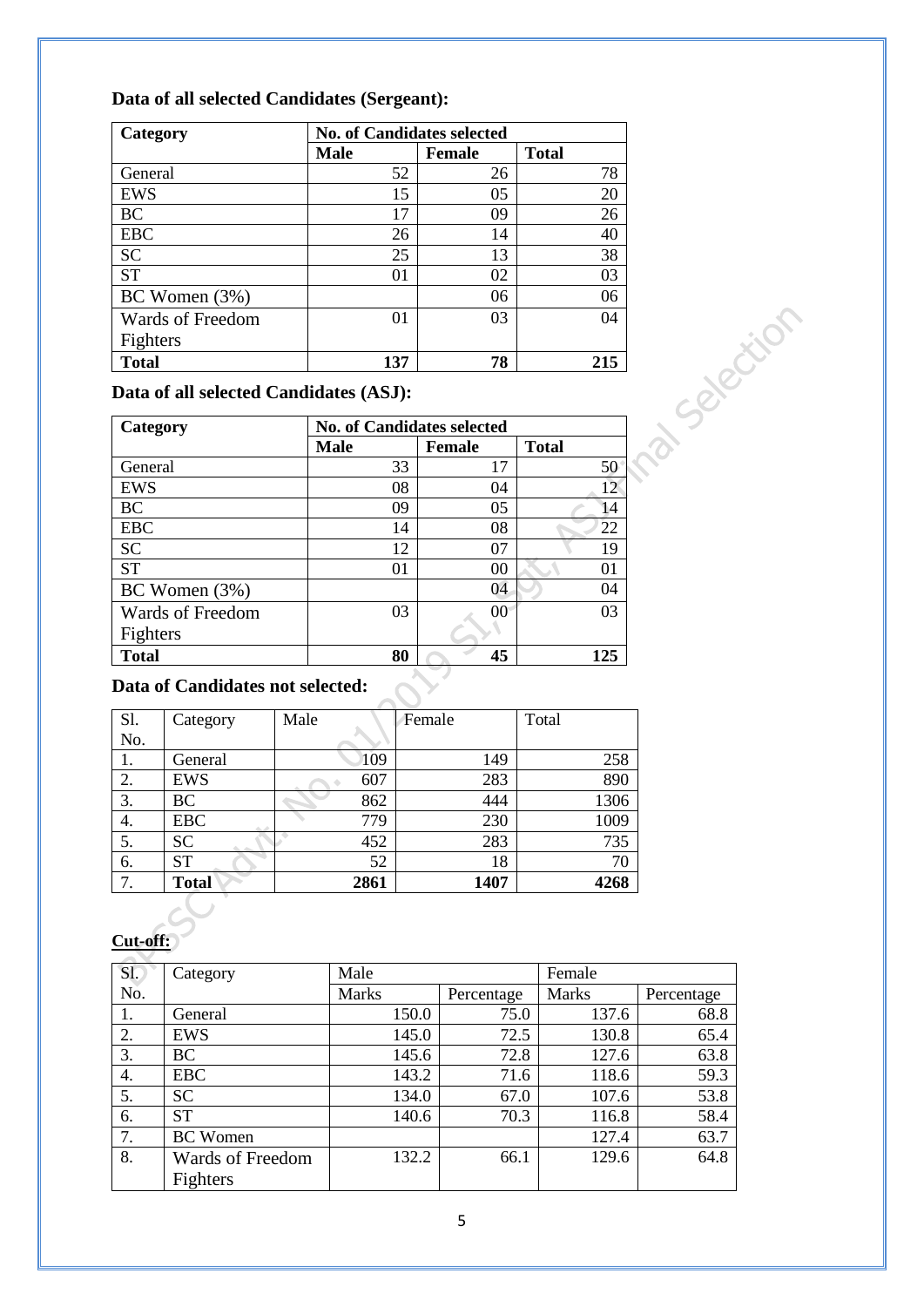**Data of all selected Candidates (Sergeant):**

| Category | No. of Candidates selected | | |
|---|---|---|---|
| | Male | Female | Total |
| General | 52 | 26 | 78 |
| EWS | 15 | 05 | 20 |
| BC | 17 | 09 | 26 |
| EBC | 26 | 14 | 40 |
| SC | 25 | 13 | 38 |
| ST | 01 | 02 | 03 |
| BC Women (3%) | | 06 | 06 |
| Wards of Freedom Fighters | 01 | 03 | 04 |
| **Total** | **137** | **78** | **215** |

**Data of all selected Candidates (ASJ):**

| Category | No. of Candidates selected | | |
|---|---|---|---|
| | Male | Female | Total |
| General | 33 | 17 | 50 |
| EWS | 08 | 04 | 12 |
| BC | 09 | 05 | 14 |
| EBC | 14 | 08 | 22 |
| SC | 12 | 07 | 19 |
| ST | 01 | 00 | 01 |
| BC Women (3%) | | 04 | 04 |
| Wards of Freedom Fighters | 03 | 00 | 03 |
| **Total** | **80** | **45** | **125** |

**Data of Candidates not selected:**

| Sl. No. | Category | Male | Female | Total |
|---|---|---|---|---|
| 1. | General | 109 | 149 | 258 |
| 2. | EWS | 607 | 283 | 890 |
| 3. | BC | 862 | 444 | 1306 |
| 4. | EBC | 779 | 230 | 1009 |
| 5. | SC | 452 | 283 | 735 |
| 6. | ST | 52 | 18 | 70 |
| 7. | **Total** | **2861** | **1407** | **4268** |

**Cut-off:**

| Sl. No. | Category | Male | | Female | |
|---|---|---|---|---|---|
| | | Marks | Percentage | Marks | Percentage |
| 1. | General | 150.0 | 75.0 | 137.6 | 68.8 |
| 2. | EWS | 145.0 | 72.5 | 130.8 | 65.4 |
| 3. | BC | 145.6 | 72.8 | 127.6 | 63.8 |
| 4. | EBC | 143.2 | 71.6 | 118.6 | 59.3 |
| 5. | SC | 134.0 | 67.0 | 107.6 | 53.8 |
| 6. | ST | 140.6 | 70.3 | 116.8 | 58.4 |
| 7. | BC Women | | | 127.4 | 63.7 |
| 8. | Wards of Freedom Fighters | 132.2 | 66.1 | 129.6 | 64.8 |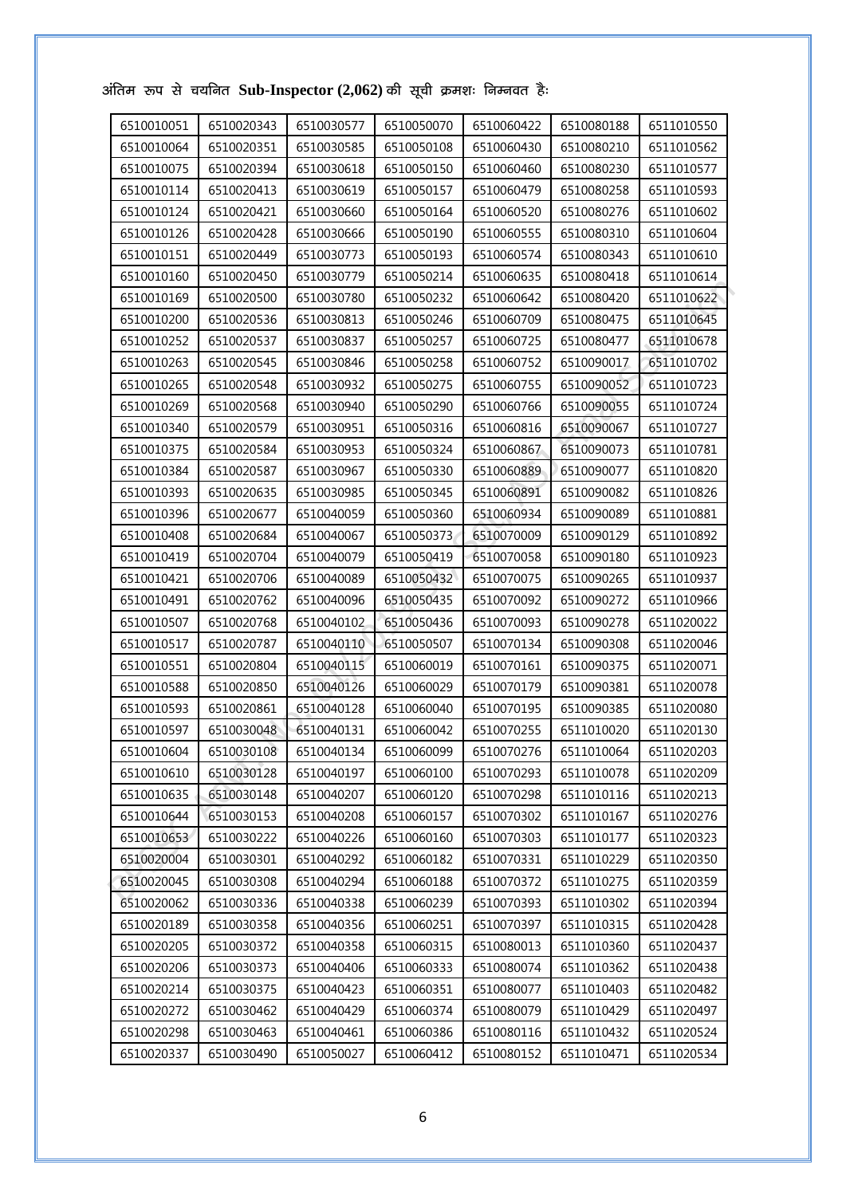अंतिम रूप से चयनित **Sub-Inspector (2,062)** की सूची क्रमशः निम्नवत हैः

| | | | | | | |
|---|---|---|---|---|---|---|
| 6510010051 | 6510020343 | 6510030577 | 6510050070 | 6510060422 | 6510080188 | 6511010550 |
| 6510010064 | 6510020351 | 6510030585 | 6510050108 | 6510060430 | 6510080210 | 6511010562 |
| 6510010075 | 6510020394 | 6510030618 | 6510050150 | 6510060460 | 6510080230 | 6511010577 |
| 6510010114 | 6510020413 | 6510030619 | 6510050157 | 6510060479 | 6510080258 | 6511010593 |
| 6510010124 | 6510020421 | 6510030660 | 6510050164 | 6510060520 | 6510080276 | 6511010602 |
| 6510010126 | 6510020428 | 6510030666 | 6510050190 | 6510060555 | 6510080310 | 6511010604 |
| 6510010151 | 6510020449 | 6510030773 | 6510050193 | 6510060574 | 6510080343 | 6511010610 |
| 6510010160 | 6510020450 | 6510030779 | 6510050214 | 6510060635 | 6510080418 | 6511010614 |
| 6510010169 | 6510020500 | 6510030780 | 6510050232 | 6510060642 | 6510080420 | 6511010622 |
| 6510010200 | 6510020536 | 6510030813 | 6510050246 | 6510060709 | 6510080475 | 6511010645 |
| 6510010252 | 6510020537 | 6510030837 | 6510050257 | 6510060725 | 6510080477 | 6511010678 |
| 6510010263 | 6510020545 | 6510030846 | 6510050258 | 6510060752 | 6510090017 | 6511010702 |
| 6510010265 | 6510020548 | 6510030932 | 6510050275 | 6510060755 | 6510090052 | 6511010723 |
| 6510010269 | 6510020568 | 6510030940 | 6510050290 | 6510060766 | 6510090055 | 6511010724 |
| 6510010340 | 6510020579 | 6510030951 | 6510050316 | 6510060816 | 6510090067 | 6511010727 |
| 6510010375 | 6510020584 | 6510030953 | 6510050324 | 6510060867 | 6510090073 | 6511010781 |
| 6510010384 | 6510020587 | 6510030967 | 6510050330 | 6510060889 | 6510090077 | 6511010820 |
| 6510010393 | 6510020635 | 6510030985 | 6510050345 | 6510060891 | 6510090082 | 6511010826 |
| 6510010396 | 6510020677 | 6510040059 | 6510050360 | 6510060934 | 6510090089 | 6511010881 |
| 6510010408 | 6510020684 | 6510040067 | 6510050373 | 6510070009 | 6510090129 | 6511010892 |
| 6510010419 | 6510020704 | 6510040079 | 6510050419 | 6510070058 | 6510090180 | 6511010923 |
| 6510010421 | 6510020706 | 6510040089 | 6510050432 | 6510070075 | 6510090265 | 6511010937 |
| 6510010491 | 6510020762 | 6510040096 | 6510050435 | 6510070092 | 6510090272 | 6511010966 |
| 6510010507 | 6510020768 | 6510040102 | 6510050436 | 6510070093 | 6510090278 | 6511020022 |
| 6510010517 | 6510020787 | 6510040110 | 6510050507 | 6510070134 | 6510090308 | 6511020046 |
| 6510010551 | 6510020804 | 6510040115 | 6510060019 | 6510070161 | 6510090375 | 6511020071 |
| 6510010588 | 6510020850 | 6510040126 | 6510060029 | 6510070179 | 6510090381 | 6511020078 |
| 6510010593 | 6510020861 | 6510040128 | 6510060040 | 6510070195 | 6510090385 | 6511020080 |
| 6510010597 | 6510030048 | 6510040131 | 6510060042 | 6510070255 | 6511010020 | 6511020130 |
| 6510010604 | 6510030108 | 6510040134 | 6510060099 | 6510070276 | 6511010064 | 6511020203 |
| 6510010610 | 6510030128 | 6510040197 | 6510060100 | 6510070293 | 6511010078 | 6511020209 |
| 6510010635 | 6510030148 | 6510040207 | 6510060120 | 6510070298 | 6511010116 | 6511020213 |
| 6510010644 | 6510030153 | 6510040208 | 6510060157 | 6510070302 | 6511010167 | 6511020276 |
| 6510010653 | 6510030222 | 6510040226 | 6510060160 | 6510070303 | 6511010177 | 6511020323 |
| 6510020004 | 6510030301 | 6510040292 | 6510060182 | 6510070331 | 6511010229 | 6511020350 |
| 6510020045 | 6510030308 | 6510040294 | 6510060188 | 6510070372 | 6511010275 | 6511020359 |
| 6510020062 | 6510030336 | 6510040338 | 6510060239 | 6510070393 | 6511010302 | 6511020394 |
| 6510020189 | 6510030358 | 6510040356 | 6510060251 | 6510070397 | 6511010315 | 6511020428 |
| 6510020205 | 6510030372 | 6510040358 | 6510060315 | 6510080013 | 6511010360 | 6511020437 |
| 6510020206 | 6510030373 | 6510040406 | 6510060333 | 6510080074 | 6511010362 | 6511020438 |
| 6510020214 | 6510030375 | 6510040423 | 6510060351 | 6510080077 | 6511010403 | 6511020482 |
| 6510020272 | 6510030462 | 6510040429 | 6510060374 | 6510080079 | 6511010429 | 6511020497 |
| 6510020298 | 6510030463 | 6510040461 | 6510060386 | 6510080116 | 6511010432 | 6511020524 |
| 6510020337 | 6510030490 | 6510050027 | 6510060412 | 6510080152 | 6511010471 | 6511020534 |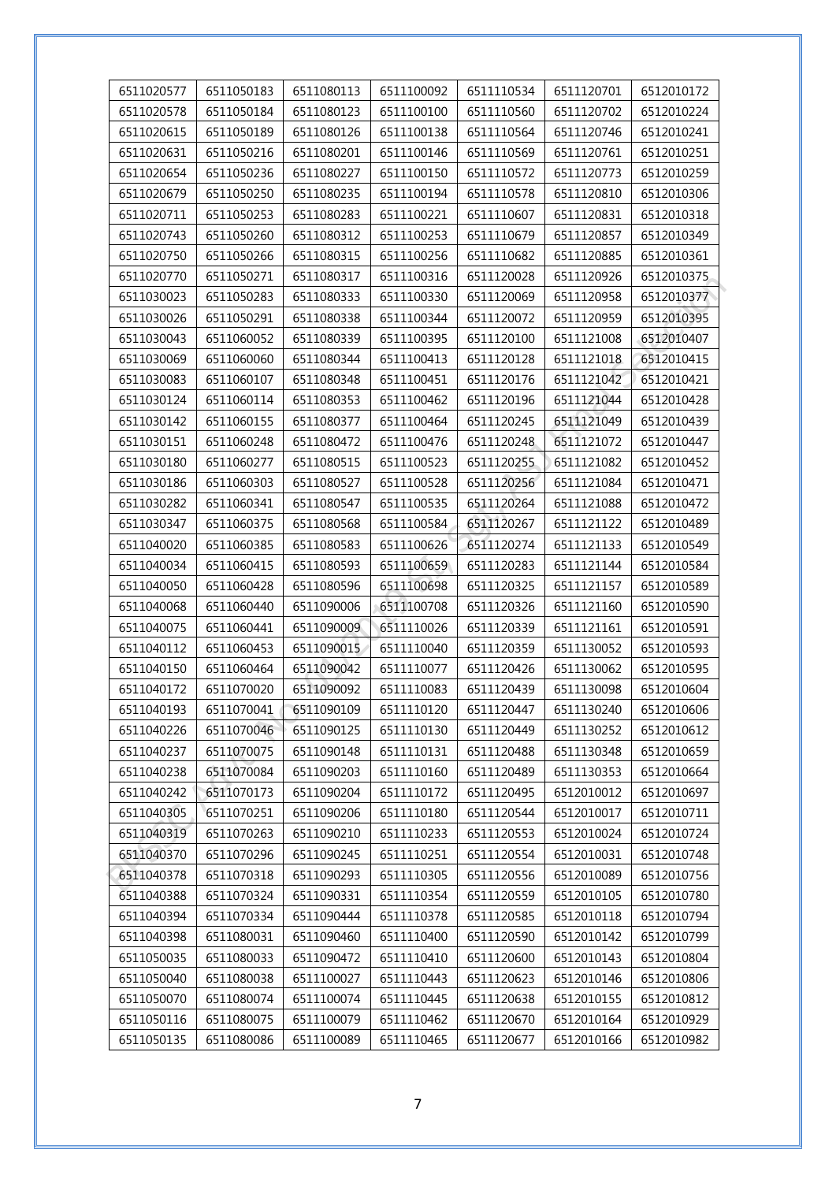| 6511020577 | 6511050183 | 6511080113 | 6511100092 | 6511110534 | 6511120701 | 6512010172 |
|---|---|---|---|---|---|---|
| 6511020578 | 6511050184 | 6511080123 | 6511100100 | 6511110560 | 6511120702 | 6512010224 |
| 6511020615 | 6511050189 | 6511080126 | 6511100138 | 6511110564 | 6511120746 | 6512010241 |
| 6511020631 | 6511050216 | 6511080201 | 6511100146 | 6511110569 | 6511120761 | 6512010251 |
| 6511020654 | 6511050236 | 6511080227 | 6511100150 | 6511110572 | 6511120773 | 6512010259 |
| 6511020679 | 6511050250 | 6511080235 | 6511100194 | 6511110578 | 6511120810 | 6512010306 |
| 6511020711 | 6511050253 | 6511080283 | 6511100221 | 6511110607 | 6511120831 | 6512010318 |
| 6511020743 | 6511050260 | 6511080312 | 6511100253 | 6511110679 | 6511120857 | 6512010349 |
| 6511020750 | 6511050266 | 6511080315 | 6511100256 | 6511110682 | 6511120885 | 6512010361 |
| 6511020770 | 6511050271 | 6511080317 | 6511100316 | 6511120028 | 6511120926 | 6512010375 |
| 6511030023 | 6511050283 | 6511080333 | 6511100330 | 6511120069 | 6511120958 | 6512010377 |
| 6511030026 | 6511050291 | 6511080338 | 6511100344 | 6511120072 | 6511120959 | 6512010395 |
| 6511030043 | 6511060052 | 6511080339 | 6511100395 | 6511120100 | 6511121008 | 6512010407 |
| 6511030069 | 6511060060 | 6511080344 | 6511100413 | 6511120128 | 6511121018 | 6512010415 |
| 6511030083 | 6511060107 | 6511080348 | 6511100451 | 6511120176 | 6511121042 | 6512010421 |
| 6511030124 | 6511060114 | 6511080353 | 6511100462 | 6511120196 | 6511121044 | 6512010428 |
| 6511030142 | 6511060155 | 6511080377 | 6511100464 | 6511120245 | 6511121049 | 6512010439 |
| 6511030151 | 6511060248 | 6511080472 | 6511100476 | 6511120248 | 6511121072 | 6512010447 |
| 6511030180 | 6511060277 | 6511080515 | 6511100523 | 6511120255 | 6511121082 | 6512010452 |
| 6511030186 | 6511060303 | 6511080527 | 6511100528 | 6511120256 | 6511121084 | 6512010471 |
| 6511030282 | 6511060341 | 6511080547 | 6511100535 | 6511120264 | 6511121088 | 6512010472 |
| 6511030347 | 6511060375 | 6511080568 | 6511100584 | 6511120267 | 6511121122 | 6512010489 |
| 6511040020 | 6511060385 | 6511080583 | 6511100626 | 6511120274 | 6511121133 | 6512010549 |
| 6511040034 | 6511060415 | 6511080593 | 6511100659 | 6511120283 | 6511121144 | 6512010584 |
| 6511040050 | 6511060428 | 6511080596 | 6511100698 | 6511120325 | 6511121157 | 6512010589 |
| 6511040068 | 6511060440 | 6511090006 | 6511100708 | 6511120326 | 6511121160 | 6512010590 |
| 6511040075 | 6511060441 | 6511090009 | 6511110026 | 6511120339 | 6511121161 | 6512010591 |
| 6511040112 | 6511060453 | 6511090015 | 6511110040 | 6511120359 | 6511130052 | 6512010593 |
| 6511040150 | 6511060464 | 6511090042 | 6511110077 | 6511120426 | 6511130062 | 6512010595 |
| 6511040172 | 6511070020 | 6511090092 | 6511110083 | 6511120439 | 6511130098 | 6512010604 |
| 6511040193 | 6511070041 | 6511090109 | 6511110120 | 6511120447 | 6511130240 | 6512010606 |
| 6511040226 | 6511070046 | 6511090125 | 6511110130 | 6511120449 | 6511130252 | 6512010612 |
| 6511040237 | 6511070075 | 6511090148 | 6511110131 | 6511120488 | 6511130348 | 6512010659 |
| 6511040238 | 6511070084 | 6511090203 | 6511110160 | 6511120489 | 6511130353 | 6512010664 |
| 6511040242 | 6511070173 | 6511090204 | 6511110172 | 6511120495 | 6512010012 | 6512010697 |
| 6511040305 | 6511070251 | 6511090206 | 6511110180 | 6511120544 | 6512010017 | 6512010711 |
| 6511040319 | 6511070263 | 6511090210 | 6511110233 | 6511120553 | 6512010024 | 6512010724 |
| 6511040370 | 6511070296 | 6511090245 | 6511110251 | 6511120554 | 6512010031 | 6512010748 |
| 6511040378 | 6511070318 | 6511090293 | 6511110305 | 6511120556 | 6512010089 | 6512010756 |
| 6511040388 | 6511070324 | 6511090331 | 6511110354 | 6511120559 | 6512010105 | 6512010780 |
| 6511040394 | 6511070334 | 6511090444 | 6511110378 | 6511120585 | 6512010118 | 6512010794 |
| 6511040398 | 6511080031 | 6511090460 | 6511110400 | 6511120590 | 6512010142 | 6512010799 |
| 6511050035 | 6511080033 | 6511090472 | 6511110410 | 6511120600 | 6512010143 | 6512010804 |
| 6511050040 | 6511080038 | 6511100027 | 6511110443 | 6511120623 | 6512010146 | 6512010806 |
| 6511050070 | 6511080074 | 6511100074 | 6511110445 | 6511120638 | 6512010155 | 6512010812 |
| 6511050116 | 6511080075 | 6511100079 | 6511110462 | 6511120670 | 6512010164 | 6512010929 |
| 6511050135 | 6511080086 | 6511100089 | 6511110465 | 6511120677 | 6512010166 | 6512010982 |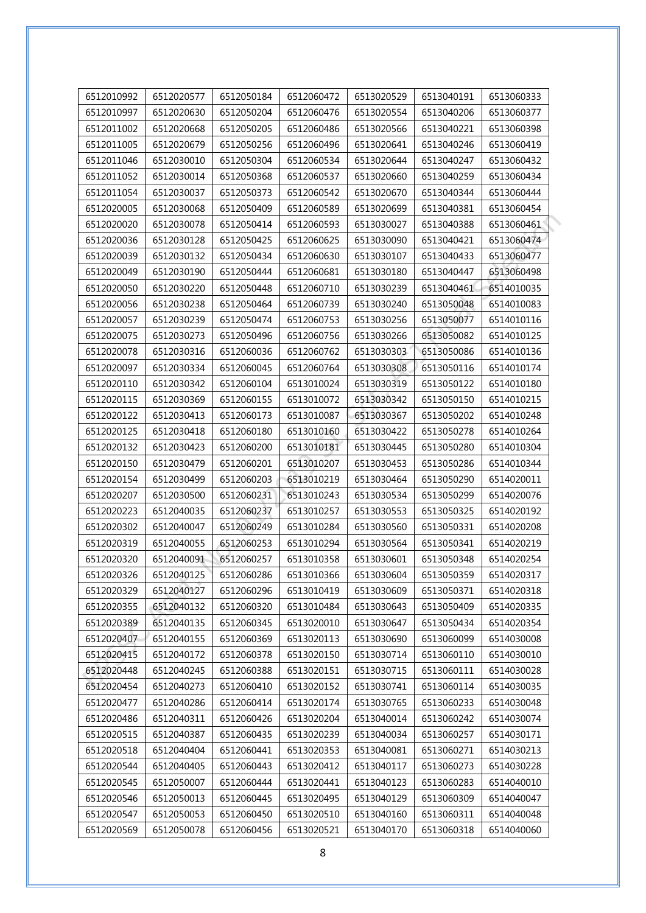| 6512010992 | 6512020577 | 6512050184 | 6512060472 | 6513020529 | 6513040191 | 6513060333 |
|---|---|---|---|---|---|---|
| 6512010997 | 6512020630 | 6512050204 | 6512060476 | 6513020554 | 6513040206 | 6513060377 |
| 6512011002 | 6512020668 | 6512050205 | 6512060486 | 6513020566 | 6513040221 | 6513060398 |
| 6512011005 | 6512020679 | 6512050256 | 6512060496 | 6513020641 | 6513040246 | 6513060419 |
| 6512011046 | 6512030010 | 6512050304 | 6512060534 | 6513020644 | 6513040247 | 6513060432 |
| 6512011052 | 6512030014 | 6512050368 | 6512060537 | 6513020660 | 6513040259 | 6513060434 |
| 6512011054 | 6512030037 | 6512050373 | 6512060542 | 6513020670 | 6513040344 | 6513060444 |
| 6512020005 | 6512030068 | 6512050409 | 6512060589 | 6513020699 | 6513040381 | 6513060454 |
| 6512020020 | 6512030078 | 6512050414 | 6512060593 | 6513030027 | 6513040388 | 6513060461 |
| 6512020036 | 6512030128 | 6512050425 | 6512060625 | 6513030090 | 6513040421 | 6513060474 |
| 6512020039 | 6512030132 | 6512050434 | 6512060630 | 6513030107 | 6513040433 | 6513060477 |
| 6512020049 | 6512030190 | 6512050444 | 6512060681 | 6513030180 | 6513040447 | 6513060498 |
| 6512020050 | 6512030220 | 6512050448 | 6512060710 | 6513030239 | 6513040461 | 6514010035 |
| 6512020056 | 6512030238 | 6512050464 | 6512060739 | 6513030240 | 6513050048 | 6514010083 |
| 6512020057 | 6512030239 | 6512050474 | 6512060753 | 6513030256 | 6513050077 | 6514010116 |
| 6512020075 | 6512030273 | 6512050496 | 6512060756 | 6513030266 | 6513050082 | 6514010125 |
| 6512020078 | 6512030316 | 6512060036 | 6512060762 | 6513030303 | 6513050086 | 6514010136 |
| 6512020097 | 6512030334 | 6512060045 | 6512060764 | 6513030308 | 6513050116 | 6514010174 |
| 6512020110 | 6512030342 | 6512060104 | 6513010024 | 6513030319 | 6513050122 | 6514010180 |
| 6512020115 | 6512030369 | 6512060155 | 6513010072 | 6513030342 | 6513050150 | 6514010215 |
| 6512020122 | 6512030413 | 6512060173 | 6513010087 | 6513030367 | 6513050202 | 6514010248 |
| 6512020125 | 6512030418 | 6512060180 | 6513010160 | 6513030422 | 6513050278 | 6514010264 |
| 6512020132 | 6512030423 | 6512060200 | 6513010181 | 6513030445 | 6513050280 | 6514010304 |
| 6512020150 | 6512030479 | 6512060201 | 6513010207 | 6513030453 | 6513050286 | 6514010344 |
| 6512020154 | 6512030499 | 6512060203 | 6513010219 | 6513030464 | 6513050290 | 6514020011 |
| 6512020207 | 6512030500 | 6512060231 | 6513010243 | 6513030534 | 6513050299 | 6514020076 |
| 6512020223 | 6512040035 | 6512060237 | 6513010257 | 6513030553 | 6513050325 | 6514020192 |
| 6512020302 | 6512040047 | 6512060249 | 6513010284 | 6513030560 | 6513050331 | 6514020208 |
| 6512020319 | 6512040055 | 6512060253 | 6513010294 | 6513030564 | 6513050341 | 6514020219 |
| 6512020320 | 6512040091 | 6512060257 | 6513010358 | 6513030601 | 6513050348 | 6514020254 |
| 6512020326 | 6512040125 | 6512060286 | 6513010366 | 6513030604 | 6513050359 | 6514020317 |
| 6512020329 | 6512040127 | 6512060296 | 6513010419 | 6513030609 | 6513050371 | 6514020318 |
| 6512020355 | 6512040132 | 6512060320 | 6513010484 | 6513030643 | 6513050409 | 6514020335 |
| 6512020389 | 6512040135 | 6512060345 | 6513020010 | 6513030647 | 6513050434 | 6514020354 |
| 6512020407 | 6512040155 | 6512060369 | 6513020113 | 6513030690 | 6513060099 | 6514030008 |
| 6512020415 | 6512040172 | 6512060378 | 6513020150 | 6513030714 | 6513060110 | 6514030010 |
| 6512020448 | 6512040245 | 6512060388 | 6513020151 | 6513030715 | 6513060111 | 6514030028 |
| 6512020454 | 6512040273 | 6512060410 | 6513020152 | 6513030741 | 6513060114 | 6514030035 |
| 6512020477 | 6512040286 | 6512060414 | 6513020174 | 6513030765 | 6513060233 | 6514030048 |
| 6512020486 | 6512040311 | 6512060426 | 6513020204 | 6513040014 | 6513060242 | 6514030074 |
| 6512020515 | 6512040387 | 6512060435 | 6513020239 | 6513040034 | 6513060257 | 6514030171 |
| 6512020518 | 6512040404 | 6512060441 | 6513020353 | 6513040081 | 6513060271 | 6514030213 |
| 6512020544 | 6512040405 | 6512060443 | 6513020412 | 6513040117 | 6513060273 | 6514030228 |
| 6512020545 | 6512050007 | 6512060444 | 6513020441 | 6513040123 | 6513060283 | 6514040010 |
| 6512020546 | 6512050013 | 6512060445 | 6513020495 | 6513040129 | 6513060309 | 6514040047 |
| 6512020547 | 6512050053 | 6512060450 | 6513020510 | 6513040160 | 6513060311 | 6514040048 |
| 6512020569 | 6512050078 | 6512060456 | 6513020521 | 6513040170 | 6513060318 | 6514040060 |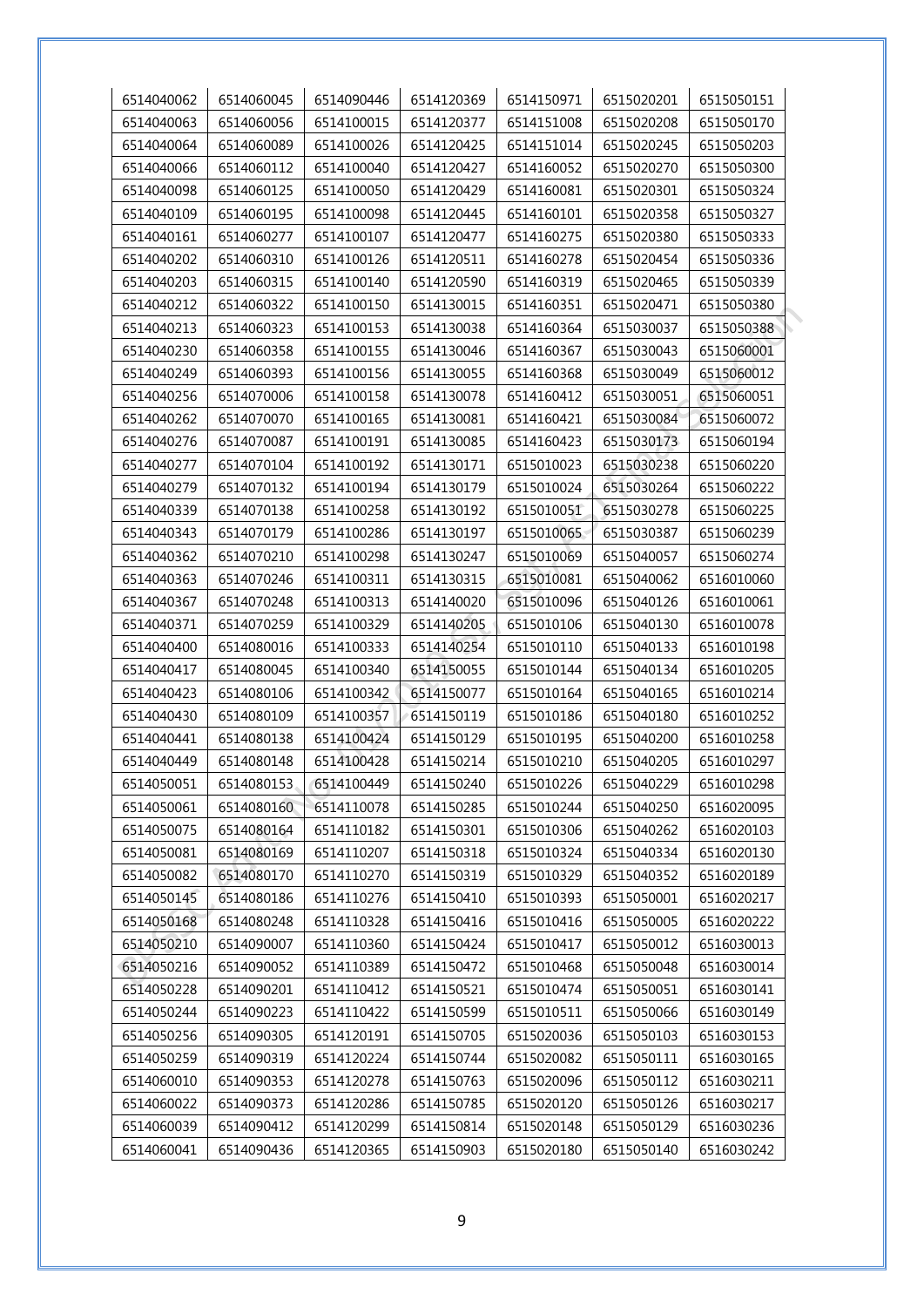| 6514040062 | 6514060045 | 6514090446 | 6514120369 | 6514150971 | 6515020201 | 6515050151 |
|---|---|---|---|---|---|---|
| 6514040063 | 6514060056 | 6514100015 | 6514120377 | 6514151008 | 6515020208 | 6515050170 |
| 6514040064 | 6514060089 | 6514100026 | 6514120425 | 6514151014 | 6515020245 | 6515050203 |
| 6514040066 | 6514060112 | 6514100040 | 6514120427 | 6514160052 | 6515020270 | 6515050300 |
| 6514040098 | 6514060125 | 6514100050 | 6514120429 | 6514160081 | 6515020301 | 6515050324 |
| 6514040109 | 6514060195 | 6514100098 | 6514120445 | 6514160101 | 6515020358 | 6515050327 |
| 6514040161 | 6514060277 | 6514100107 | 6514120477 | 6514160275 | 6515020380 | 6515050333 |
| 6514040202 | 6514060310 | 6514100126 | 6514120511 | 6514160278 | 6515020454 | 6515050336 |
| 6514040203 | 6514060315 | 6514100140 | 6514120590 | 6514160319 | 6515020465 | 6515050339 |
| 6514040212 | 6514060322 | 6514100150 | 6514130015 | 6514160351 | 6515020471 | 6515050380 |
| 6514040213 | 6514060323 | 6514100153 | 6514130038 | 6514160364 | 6515030037 | 6515050388 |
| 6514040230 | 6514060358 | 6514100155 | 6514130046 | 6514160367 | 6515030043 | 6515060001 |
| 6514040249 | 6514060393 | 6514100156 | 6514130055 | 6514160368 | 6515030049 | 6515060012 |
| 6514040256 | 6514070006 | 6514100158 | 6514130078 | 6514160412 | 6515030051 | 6515060051 |
| 6514040262 | 6514070070 | 6514100165 | 6514130081 | 6514160421 | 6515030084 | 6515060072 |
| 6514040276 | 6514070087 | 6514100191 | 6514130085 | 6514160423 | 6515030173 | 6515060194 |
| 6514040277 | 6514070104 | 6514100192 | 6514130171 | 6515010023 | 6515030238 | 6515060220 |
| 6514040279 | 6514070132 | 6514100194 | 6514130179 | 6515010024 | 6515030264 | 6515060222 |
| 6514040339 | 6514070138 | 6514100258 | 6514130192 | 6515010051 | 6515030278 | 6515060225 |
| 6514040343 | 6514070179 | 6514100286 | 6514130197 | 6515010065 | 6515030387 | 6515060239 |
| 6514040362 | 6514070210 | 6514100298 | 6514130247 | 6515010069 | 6515040057 | 6515060274 |
| 6514040363 | 6514070246 | 6514100311 | 6514130315 | 6515010081 | 6515040062 | 6516010060 |
| 6514040367 | 6514070248 | 6514100313 | 6514140020 | 6515010096 | 6515040126 | 6516010061 |
| 6514040371 | 6514070259 | 6514100329 | 6514140205 | 6515010106 | 6515040130 | 6516010078 |
| 6514040400 | 6514080016 | 6514100333 | 6514140254 | 6515010110 | 6515040133 | 6516010198 |
| 6514040417 | 6514080045 | 6514100340 | 6514150055 | 6515010144 | 6515040134 | 6516010205 |
| 6514040423 | 6514080106 | 6514100342 | 6514150077 | 6515010164 | 6515040165 | 6516010214 |
| 6514040430 | 6514080109 | 6514100357 | 6514150119 | 6515010186 | 6515040180 | 6516010252 |
| 6514040441 | 6514080138 | 6514100424 | 6514150129 | 6515010195 | 6515040200 | 6516010258 |
| 6514040449 | 6514080148 | 6514100428 | 6514150214 | 6515010210 | 6515040205 | 6516010297 |
| 6514050051 | 6514080153 | 6514100449 | 6514150240 | 6515010226 | 6515040229 | 6516010298 |
| 6514050061 | 6514080160 | 6514110078 | 6514150285 | 6515010244 | 6515040250 | 6516020095 |
| 6514050075 | 6514080164 | 6514110182 | 6514150301 | 6515010306 | 6515040262 | 6516020103 |
| 6514050081 | 6514080169 | 6514110207 | 6514150318 | 6515010324 | 6515040334 | 6516020130 |
| 6514050082 | 6514080170 | 6514110270 | 6514150319 | 6515010329 | 6515040352 | 6516020189 |
| 6514050145 | 6514080186 | 6514110276 | 6514150410 | 6515010393 | 6515050001 | 6516020217 |
| 6514050168 | 6514080248 | 6514110328 | 6514150416 | 6515010416 | 6515050005 | 6516020222 |
| 6514050210 | 6514090007 | 6514110360 | 6514150424 | 6515010417 | 6515050012 | 6516030013 |
| 6514050216 | 6514090052 | 6514110389 | 6514150472 | 6515010468 | 6515050048 | 6516030014 |
| 6514050228 | 6514090201 | 6514110412 | 6514150521 | 6515010474 | 6515050051 | 6516030141 |
| 6514050244 | 6514090223 | 6514110422 | 6514150599 | 6515010511 | 6515050066 | 6516030149 |
| 6514050256 | 6514090305 | 6514120191 | 6514150705 | 6515020036 | 6515050103 | 6516030153 |
| 6514050259 | 6514090319 | 6514120224 | 6514150744 | 6515020082 | 6515050111 | 6516030165 |
| 6514060010 | 6514090353 | 6514120278 | 6514150763 | 6515020096 | 6515050112 | 6516030211 |
| 6514060022 | 6514090373 | 6514120286 | 6514150785 | 6515020120 | 6515050126 | 6516030217 |
| 6514060039 | 6514090412 | 6514120299 | 6514150814 | 6515020148 | 6515050129 | 6516030236 |
| 6514060041 | 6514090436 | 6514120365 | 6514150903 | 6515020180 | 6515050140 | 6516030242 |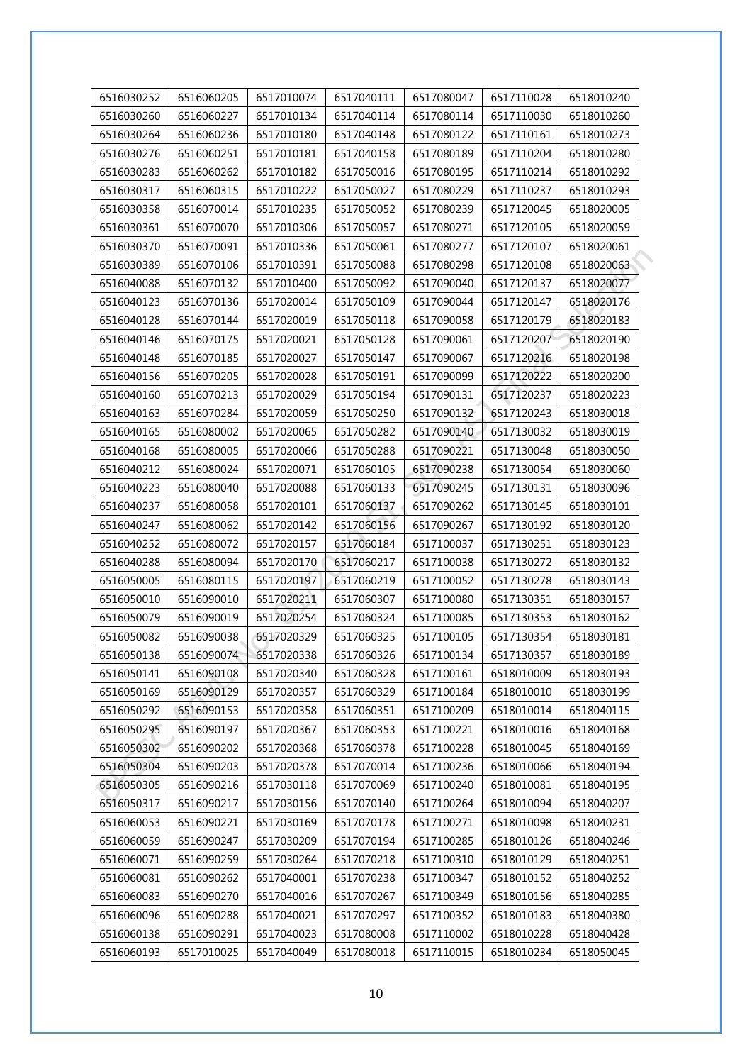| 6516030252 | 6516060205 | 6517010074 | 6517040111 | 6517080047 | 6517110028 | 6518010240 |
|---|---|---|---|---|---|---|
| 6516030260 | 6516060227 | 6517010134 | 6517040114 | 6517080114 | 6517110030 | 6518010260 |
| 6516030264 | 6516060236 | 6517010180 | 6517040148 | 6517080122 | 6517110161 | 6518010273 |
| 6516030276 | 6516060251 | 6517010181 | 6517040158 | 6517080189 | 6517110204 | 6518010280 |
| 6516030283 | 6516060262 | 6517010182 | 6517050016 | 6517080195 | 6517110214 | 6518010292 |
| 6516030317 | 6516060315 | 6517010222 | 6517050027 | 6517080229 | 6517110237 | 6518010293 |
| 6516030358 | 6516070014 | 6517010235 | 6517050052 | 6517080239 | 6517120045 | 6518020005 |
| 6516030361 | 6516070070 | 6517010306 | 6517050057 | 6517080271 | 6517120105 | 6518020059 |
| 6516030370 | 6516070091 | 6517010336 | 6517050061 | 6517080277 | 6517120107 | 6518020061 |
| 6516030389 | 6516070106 | 6517010391 | 6517050088 | 6517080298 | 6517120108 | 6518020063 |
| 6516040088 | 6516070132 | 6517010400 | 6517050092 | 6517090040 | 6517120137 | 6518020077 |
| 6516040123 | 6516070136 | 6517020014 | 6517050109 | 6517090044 | 6517120147 | 6518020176 |
| 6516040128 | 6516070144 | 6517020019 | 6517050118 | 6517090058 | 6517120179 | 6518020183 |
| 6516040146 | 6516070175 | 6517020021 | 6517050128 | 6517090061 | 6517120207 | 6518020190 |
| 6516040148 | 6516070185 | 6517020027 | 6517050147 | 6517090067 | 6517120216 | 6518020198 |
| 6516040156 | 6516070205 | 6517020028 | 6517050191 | 6517090099 | 6517120222 | 6518020200 |
| 6516040160 | 6516070213 | 6517020029 | 6517050194 | 6517090131 | 6517120237 | 6518020223 |
| 6516040163 | 6516070284 | 6517020059 | 6517050250 | 6517090132 | 6517120243 | 6518030018 |
| 6516040165 | 6516080002 | 6517020065 | 6517050282 | 6517090140 | 6517130032 | 6518030019 |
| 6516040168 | 6516080005 | 6517020066 | 6517050288 | 6517090221 | 6517130048 | 6518030050 |
| 6516040212 | 6516080024 | 6517020071 | 6517060105 | 6517090238 | 6517130054 | 6518030060 |
| 6516040223 | 6516080040 | 6517020088 | 6517060133 | 6517090245 | 6517130131 | 6518030096 |
| 6516040237 | 6516080058 | 6517020101 | 6517060137 | 6517090262 | 6517130145 | 6518030101 |
| 6516040247 | 6516080062 | 6517020142 | 6517060156 | 6517090267 | 6517130192 | 6518030120 |
| 6516040252 | 6516080072 | 6517020157 | 6517060184 | 6517100037 | 6517130251 | 6518030123 |
| 6516040288 | 6516080094 | 6517020170 | 6517060217 | 6517100038 | 6517130272 | 6518030132 |
| 6516050005 | 6516080115 | 6517020197 | 6517060219 | 6517100052 | 6517130278 | 6518030143 |
| 6516050010 | 6516090010 | 6517020211 | 6517060307 | 6517100080 | 6517130351 | 6518030157 |
| 6516050079 | 6516090019 | 6517020254 | 6517060324 | 6517100085 | 6517130353 | 6518030162 |
| 6516050082 | 6516090038 | 6517020329 | 6517060325 | 6517100105 | 6517130354 | 6518030181 |
| 6516050138 | 6516090074 | 6517020338 | 6517060326 | 6517100134 | 6517130357 | 6518030189 |
| 6516050141 | 6516090108 | 6517020340 | 6517060328 | 6517100161 | 6518010009 | 6518030193 |
| 6516050169 | 6516090129 | 6517020357 | 6517060329 | 6517100184 | 6518010010 | 6518030199 |
| 6516050292 | 6516090153 | 6517020358 | 6517060351 | 6517100209 | 6518010014 | 6518040115 |
| 6516050295 | 6516090197 | 6517020367 | 6517060353 | 6517100221 | 6518010016 | 6518040168 |
| 6516050302 | 6516090202 | 6517020368 | 6517060378 | 6517100228 | 6518010045 | 6518040169 |
| 6516050304 | 6516090203 | 6517020378 | 6517070014 | 6517100236 | 6518010066 | 6518040194 |
| 6516050305 | 6516090216 | 6517030118 | 6517070069 | 6517100240 | 6518010081 | 6518040195 |
| 6516050317 | 6516090217 | 6517030156 | 6517070140 | 6517100264 | 6518010094 | 6518040207 |
| 6516060053 | 6516090221 | 6517030169 | 6517070178 | 6517100271 | 6518010098 | 6518040231 |
| 6516060059 | 6516090247 | 6517030209 | 6517070194 | 6517100285 | 6518010126 | 6518040246 |
| 6516060071 | 6516090259 | 6517030264 | 6517070218 | 6517100310 | 6518010129 | 6518040251 |
| 6516060081 | 6516090262 | 6517040001 | 6517070238 | 6517100347 | 6518010152 | 6518040252 |
| 6516060083 | 6516090270 | 6517040016 | 6517070267 | 6517100349 | 6518010156 | 6518040285 |
| 6516060096 | 6516090288 | 6517040021 | 6517070297 | 6517100352 | 6518010183 | 6518040380 |
| 6516060138 | 6516090291 | 6517040023 | 6517080008 | 6517110002 | 6518010228 | 6518040428 |
| 6516060193 | 6517010025 | 6517040049 | 6517080018 | 6517110015 | 6518010234 | 6518050045 |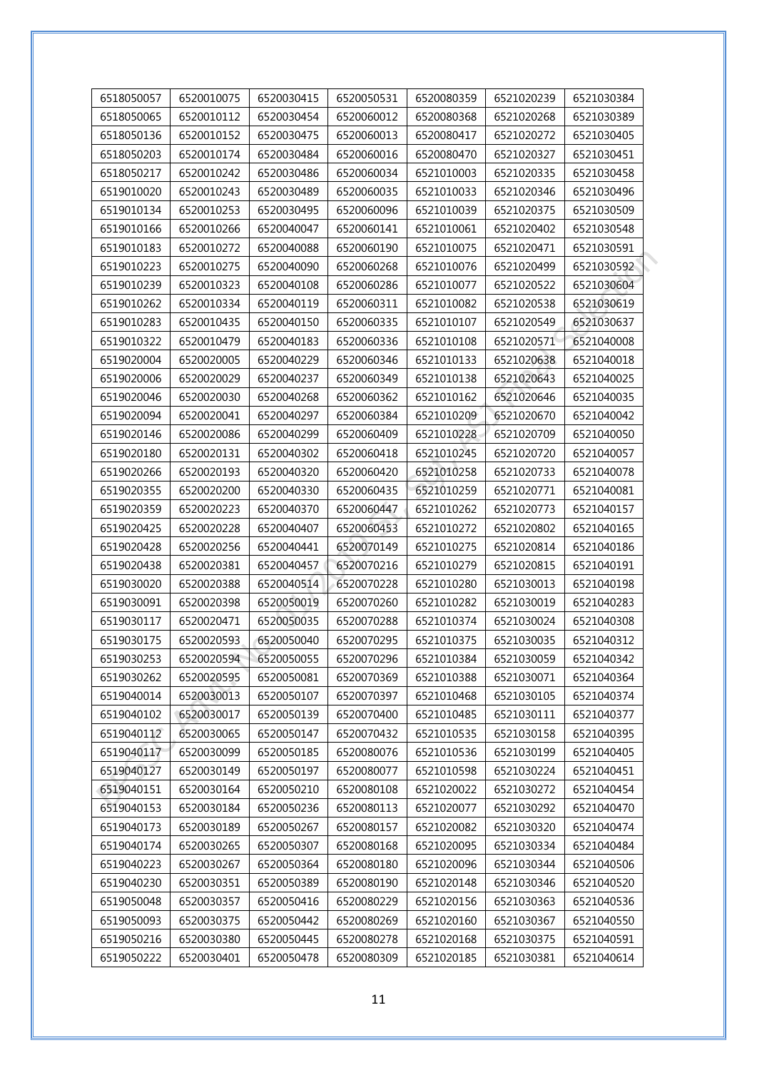| 6518050057 | 6520010075 | 6520030415 | 6520050531 | 6520080359 | 6521020239 | 6521030384 |
|---|---|---|---|---|---|---|
| 6518050065 | 6520010112 | 6520030454 | 6520060012 | 6520080368 | 6521020268 | 6521030389 |
| 6518050136 | 6520010152 | 6520030475 | 6520060013 | 6520080417 | 6521020272 | 6521030405 |
| 6518050203 | 6520010174 | 6520030484 | 6520060016 | 6520080470 | 6521020327 | 6521030451 |
| 6518050217 | 6520010242 | 6520030486 | 6520060034 | 6521010003 | 6521020335 | 6521030458 |
| 6519010020 | 6520010243 | 6520030489 | 6520060035 | 6521010033 | 6521020346 | 6521030496 |
| 6519010134 | 6520010253 | 6520030495 | 6520060096 | 6521010039 | 6521020375 | 6521030509 |
| 6519010166 | 6520010266 | 6520040047 | 6520060141 | 6521010061 | 6521020402 | 6521030548 |
| 6519010183 | 6520010272 | 6520040088 | 6520060190 | 6521010075 | 6521020471 | 6521030591 |
| 6519010223 | 6520010275 | 6520040090 | 6520060268 | 6521010076 | 6521020499 | 6521030592 |
| 6519010239 | 6520010323 | 6520040108 | 6520060286 | 6521010077 | 6521020522 | 6521030604 |
| 6519010262 | 6520010334 | 6520040119 | 6520060311 | 6521010082 | 6521020538 | 6521030619 |
| 6519010283 | 6520010435 | 6520040150 | 6520060335 | 6521010107 | 6521020549 | 6521030637 |
| 6519010322 | 6520010479 | 6520040183 | 6520060336 | 6521010108 | 6521020571 | 6521040008 |
| 6519020004 | 6520020005 | 6520040229 | 6520060346 | 6521010133 | 6521020638 | 6521040018 |
| 6519020006 | 6520020029 | 6520040237 | 6520060349 | 6521010138 | 6521020643 | 6521040025 |
| 6519020046 | 6520020030 | 6520040268 | 6520060362 | 6521010162 | 6521020646 | 6521040035 |
| 6519020094 | 6520020041 | 6520040297 | 6520060384 | 6521010209 | 6521020670 | 6521040042 |
| 6519020146 | 6520020086 | 6520040299 | 6520060409 | 6521010228 | 6521020709 | 6521040050 |
| 6519020180 | 6520020131 | 6520040302 | 6520060418 | 6521010245 | 6521020720 | 6521040057 |
| 6519020266 | 6520020193 | 6520040320 | 6520060420 | 6521010258 | 6521020733 | 6521040078 |
| 6519020355 | 6520020200 | 6520040330 | 6520060435 | 6521010259 | 6521020771 | 6521040081 |
| 6519020359 | 6520020223 | 6520040370 | 6520060447 | 6521010262 | 6521020773 | 6521040157 |
| 6519020425 | 6520020228 | 6520040407 | 6520060453 | 6521010272 | 6521020802 | 6521040165 |
| 6519020428 | 6520020256 | 6520040441 | 6520070149 | 6521010275 | 6521020814 | 6521040186 |
| 6519020438 | 6520020381 | 6520040457 | 6520070216 | 6521010279 | 6521020815 | 6521040191 |
| 6519030020 | 6520020388 | 6520040514 | 6520070228 | 6521010280 | 6521030013 | 6521040198 |
| 6519030091 | 6520020398 | 6520050019 | 6520070260 | 6521010282 | 6521030019 | 6521040283 |
| 6519030117 | 6520020471 | 6520050035 | 6520070288 | 6521010374 | 6521030024 | 6521040308 |
| 6519030175 | 6520020593 | 6520050040 | 6520070295 | 6521010375 | 6521030035 | 6521040312 |
| 6519030253 | 6520020594 | 6520050055 | 6520070296 | 6521010384 | 6521030059 | 6521040342 |
| 6519030262 | 6520020595 | 6520050081 | 6520070369 | 6521010388 | 6521030071 | 6521040364 |
| 6519040014 | 6520030013 | 6520050107 | 6520070397 | 6521010468 | 6521030105 | 6521040374 |
| 6519040102 | 6520030017 | 6520050139 | 6520070400 | 6521010485 | 6521030111 | 6521040377 |
| 6519040112 | 6520030065 | 6520050147 | 6520070432 | 6521010535 | 6521030158 | 6521040395 |
| 6519040117 | 6520030099 | 6520050185 | 6520080076 | 6521010536 | 6521030199 | 6521040405 |
| 6519040127 | 6520030149 | 6520050197 | 6520080077 | 6521010598 | 6521030224 | 6521040451 |
| 6519040151 | 6520030164 | 6520050210 | 6520080108 | 6521020022 | 6521030272 | 6521040454 |
| 6519040153 | 6520030184 | 6520050236 | 6520080113 | 6521020077 | 6521030292 | 6521040470 |
| 6519040173 | 6520030189 | 6520050267 | 6520080157 | 6521020082 | 6521030320 | 6521040474 |
| 6519040174 | 6520030265 | 6520050307 | 6520080168 | 6521020095 | 6521030334 | 6521040484 |
| 6519040223 | 6520030267 | 6520050364 | 6520080180 | 6521020096 | 6521030344 | 6521040506 |
| 6519040230 | 6520030351 | 6520050389 | 6520080190 | 6521020148 | 6521030346 | 6521040520 |
| 6519050048 | 6520030357 | 6520050416 | 6520080229 | 6521020156 | 6521030363 | 6521040536 |
| 6519050093 | 6520030375 | 6520050442 | 6520080269 | 6521020160 | 6521030367 | 6521040550 |
| 6519050216 | 6520030380 | 6520050445 | 6520080278 | 6521020168 | 6521030375 | 6521040591 |
| 6519050222 | 6520030401 | 6520050478 | 6520080309 | 6521020185 | 6521030381 | 6521040614 |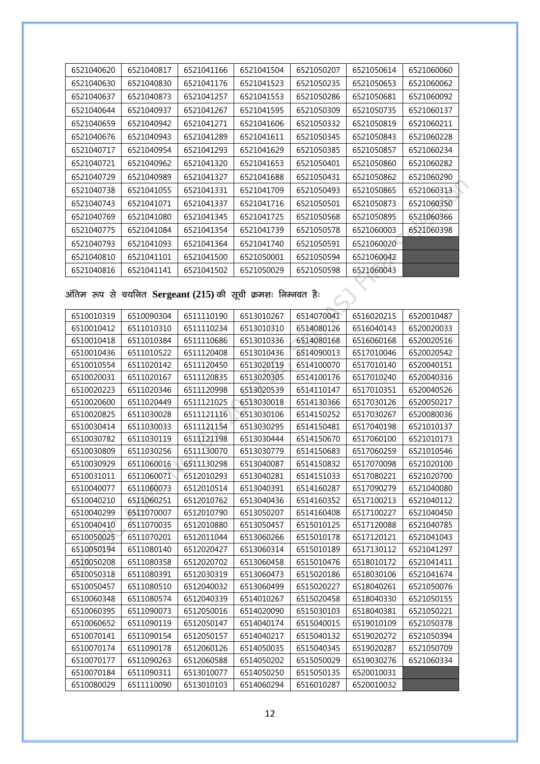| 6521040620 | 6521040817 | 6521041166 | 6521041504 | 6521050207 | 6521050614 | 6521060060 |
|---|---|---|---|---|---|---|
| 6521040630 | 6521040830 | 6521041176 | 6521041523 | 6521050235 | 6521050653 | 6521060062 |
| 6521040637 | 6521040873 | 6521041257 | 6521041553 | 6521050286 | 6521050681 | 6521060092 |
| 6521040644 | 6521040937 | 6521041267 | 6521041595 | 6521050309 | 6521050735 | 6521060137 |
| 6521040659 | 6521040942 | 6521041271 | 6521041606 | 6521050332 | 6521050819 | 6521060211 |
| 6521040676 | 6521040943 | 6521041289 | 6521041611 | 6521050345 | 6521050843 | 6521060228 |
| 6521040717 | 6521040954 | 6521041293 | 6521041629 | 6521050385 | 6521050857 | 6521060234 |
| 6521040721 | 6521040962 | 6521041320 | 6521041653 | 6521050401 | 6521050860 | 6521060282 |
| 6521040729 | 6521040989 | 6521041327 | 6521041688 | 6521050431 | 6521050862 | 6521060290 |
| 6521040738 | 6521041055 | 6521041331 | 6521041709 | 6521050493 | 6521050865 | 6521060313 |
| 6521040743 | 6521041071 | 6521041337 | 6521041716 | 6521050501 | 6521050873 | 6521060350 |
| 6521040769 | 6521041080 | 6521041345 | 6521041725 | 6521050568 | 6521050895 | 6521060366 |
| 6521040775 | 6521041084 | 6521041354 | 6521041739 | 6521050578 | 6521060003 | 6521060398 |
| 6521040793 | 6521041093 | 6521041364 | 6521041740 | 6521050591 | 6521060020 | |
| 6521040810 | 6521041101 | 6521041500 | 6521050001 | 6521050594 | 6521060042 | |
| 6521040816 | 6521041141 | 6521041502 | 6521050029 | 6521050598 | 6521060043 | |

अंतिम रूप से चयनित **Sergeant (215)** की सूची क्रमशः निम्नवत हैः

| 6510010319 | 6510090304 | 6511110190 | 6513010267 | 6514070041 | 6516020215 | 6520010487 |
|---|---|---|---|---|---|---|
| 6510010412 | 6511010310 | 6511110234 | 6513010310 | 6514080126 | 6516040143 | 6520020033 |
| 6510010418 | 6511010384 | 6511110686 | 6513010336 | 6514080168 | 6516060168 | 6520020516 |
| 6510010436 | 6511010522 | 6511120408 | 6513010436 | 6514090013 | 6517010046 | 6520020542 |
| 6510010554 | 6511020142 | 6511120450 | 6513020119 | 6514100070 | 6517010140 | 6520040151 |
| 6510020031 | 6511020167 | 6511120835 | 6513020305 | 6514100176 | 6517010240 | 6520040316 |
| 6510020223 | 6511020346 | 6511120998 | 6513020539 | 6514110147 | 6517010351 | 6520040526 |
| 6510020600 | 6511020449 | 6511121025 | 6513030018 | 6514130366 | 6517030126 | 6520050217 |
| 6510020825 | 6511030028 | 6511121116 | 6513030106 | 6514150252 | 6517030267 | 6520080036 |
| 6510030414 | 6511030033 | 6511121154 | 6513030295 | 6514150481 | 6517040198 | 6521010137 |
| 6510030782 | 6511030119 | 6511121198 | 6513030444 | 6514150670 | 6517060100 | 6521010173 |
| 6510030809 | 6511030256 | 6511130070 | 6513030779 | 6514150683 | 6517060259 | 6521010546 |
| 6510030929 | 6511060016 | 6511130298 | 6513040087 | 6514150832 | 6517070098 | 6521020100 |
| 6510031011 | 6511060071 | 6512010293 | 6513040281 | 6514151033 | 6517080221 | 6521020700 |
| 6510040077 | 6511060073 | 6512010514 | 6513040391 | 6514160287 | 6517090279 | 6521040080 |
| 6510040210 | 6511060251 | 6512010762 | 6513040436 | 6514160352 | 6517100213 | 6521040112 |
| 6510040299 | 6511070007 | 6512010790 | 6513050207 | 6514160408 | 6517100227 | 6521040450 |
| 6510040410 | 6511070035 | 6512010880 | 6513050457 | 6515010125 | 6517120088 | 6521040785 |
| 6510050025 | 6511070201 | 6512011044 | 6513060266 | 6515010178 | 6517120121 | 6521041043 |
| 6510050194 | 6511080140 | 6512020427 | 6513060314 | 6515010189 | 6517130112 | 6521041297 |
| 6510050208 | 6511080358 | 6512020702 | 6513060458 | 6515010476 | 6518010172 | 6521041411 |
| 6510050318 | 6511080391 | 6512030319 | 6513060473 | 6515020186 | 6518030106 | 6521041674 |
| 6510050457 | 6511080510 | 6512040032 | 6513060499 | 6515020227 | 6518040261 | 6521050076 |
| 6510060348 | 6511080574 | 6512040339 | 6514010267 | 6515020458 | 6518040330 | 6521050155 |
| 6510060395 | 6511090073 | 6512050016 | 6514020090 | 6515030103 | 6518040381 | 6521050221 |
| 6510060652 | 6511090119 | 6512050147 | 6514040174 | 6515040015 | 6519010109 | 6521050378 |
| 6510070141 | 6511090154 | 6512050157 | 6514040217 | 6515040132 | 6519020272 | 6521050394 |
| 6510070174 | 6511090178 | 6512060126 | 6514050035 | 6515040345 | 6519020287 | 6521050709 |
| 6510070177 | 6511090263 | 6512060588 | 6514050202 | 6515050029 | 6519030276 | 6521060334 |
| 6510070184 | 6511090311 | 6513010077 | 6514050250 | 6515050135 | 6520010031 | |
| 6510080029 | 6511110090 | 6513010103 | 6514060294 | 6516010287 | 6520010032 | |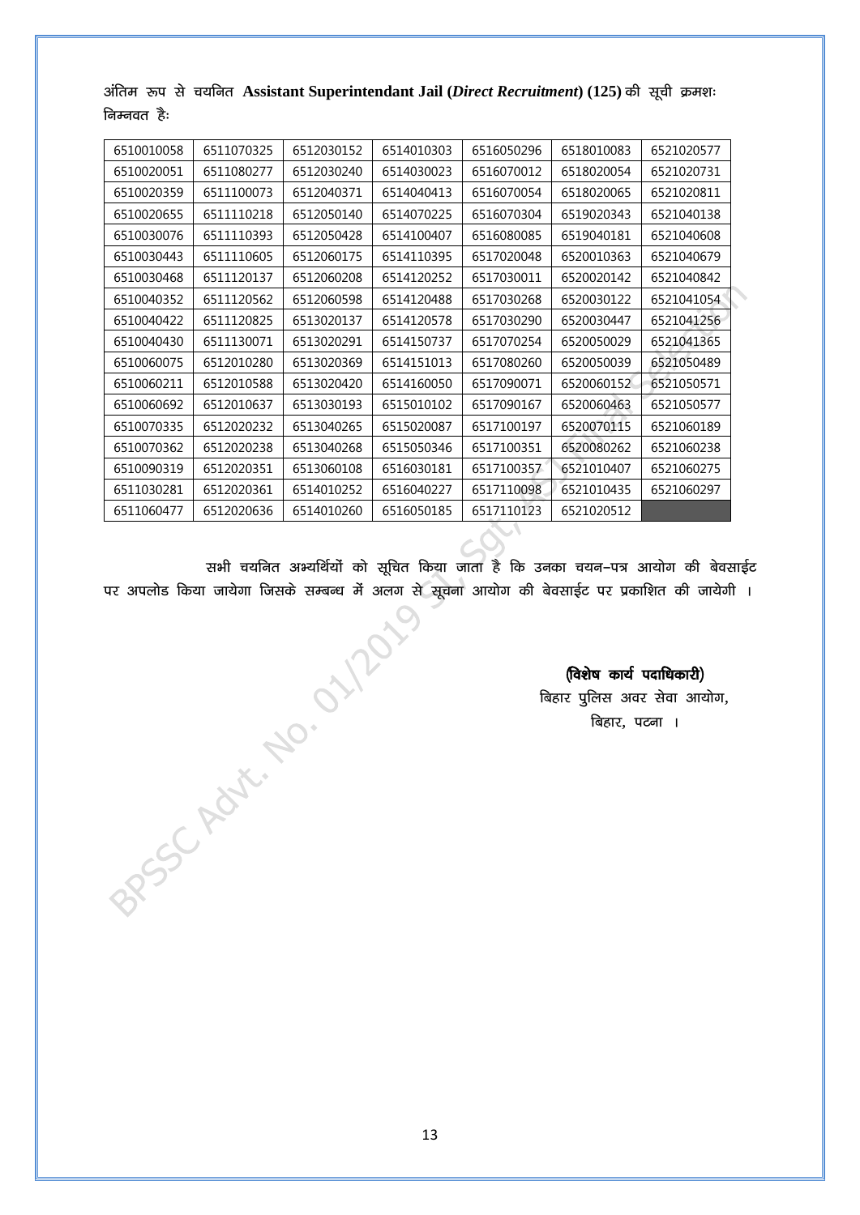अंतिम रूप से चयनित **Assistant Superintendant Jail (*Direct Recruitment*) (125)** की सूची क्रमशः निम्नवत हैः

| | | | | | | |
|---|---|---|---|---|---|---|
| 6510010058 | 6511070325 | 6512030152 | 6514010303 | 6516050296 | 6518010083 | 6521020577 |
| 6510020051 | 6511080277 | 6512030240 | 6514030023 | 6516070012 | 6518020054 | 6521020731 |
| 6510020359 | 6511100073 | 6512040371 | 6514040413 | 6516070054 | 6518020065 | 6521020811 |
| 6510020655 | 6511110218 | 6512050140 | 6514070225 | 6516070304 | 6519020343 | 6521040138 |
| 6510030076 | 6511110393 | 6512050428 | 6514100407 | 6516080085 | 6519040181 | 6521040608 |
| 6510030443 | 6511110605 | 6512060175 | 6514110395 | 6517020048 | 6520010363 | 6521040679 |
| 6510030468 | 6511120137 | 6512060208 | 6514120252 | 6517030011 | 6520020142 | 6521040842 |
| 6510040352 | 6511120562 | 6512060598 | 6514120488 | 6517030268 | 6520030122 | 6521041054 |
| 6510040422 | 6511120825 | 6513020137 | 6514120578 | 6517030290 | 6520030447 | 6521041256 |
| 6510040430 | 6511130071 | 6513020291 | 6514150737 | 6517070254 | 6520050029 | 6521041365 |
| 6510060075 | 6512010280 | 6513020369 | 6514151013 | 6517080260 | 6520050039 | 6521050489 |
| 6510060211 | 6512010588 | 6513020420 | 6514160050 | 6517090071 | 6520060152 | 6521050571 |
| 6510060692 | 6512010637 | 6513030193 | 6515010102 | 6517090167 | 6520060463 | 6521050577 |
| 6510070335 | 6512020232 | 6513040265 | 6515020087 | 6517100197 | 6520070115 | 6521060189 |
| 6510070362 | 6512020238 | 6513040268 | 6515050346 | 6517100351 | 6520080262 | 6521060238 |
| 6510090319 | 6512020351 | 6513060108 | 6516030181 | 6517100357 | 6521010407 | 6521060275 |
| 6511030281 | 6512020361 | 6514010252 | 6516040227 | 6517110098 | 6521010435 | 6521060297 |
| 6511060477 | 6512020636 | 6514010260 | 6516050185 | 6517110123 | 6521020512 | |

सभी चयनित अभ्यर्थियों को सूचित किया जाता है कि उनका चयन–पत्र आयोग की बेवसाईट पर अपलोड किया जायेगा जिसके सम्बन्ध में अलग से सूचना आयोग की बेवसाईट पर प्रकाशित की जायेगी ।

**(विशेष कार्य पदाधिकारी)**
बिहार पुलिस अवर सेवा आयोग,
बिहार, पटना ।